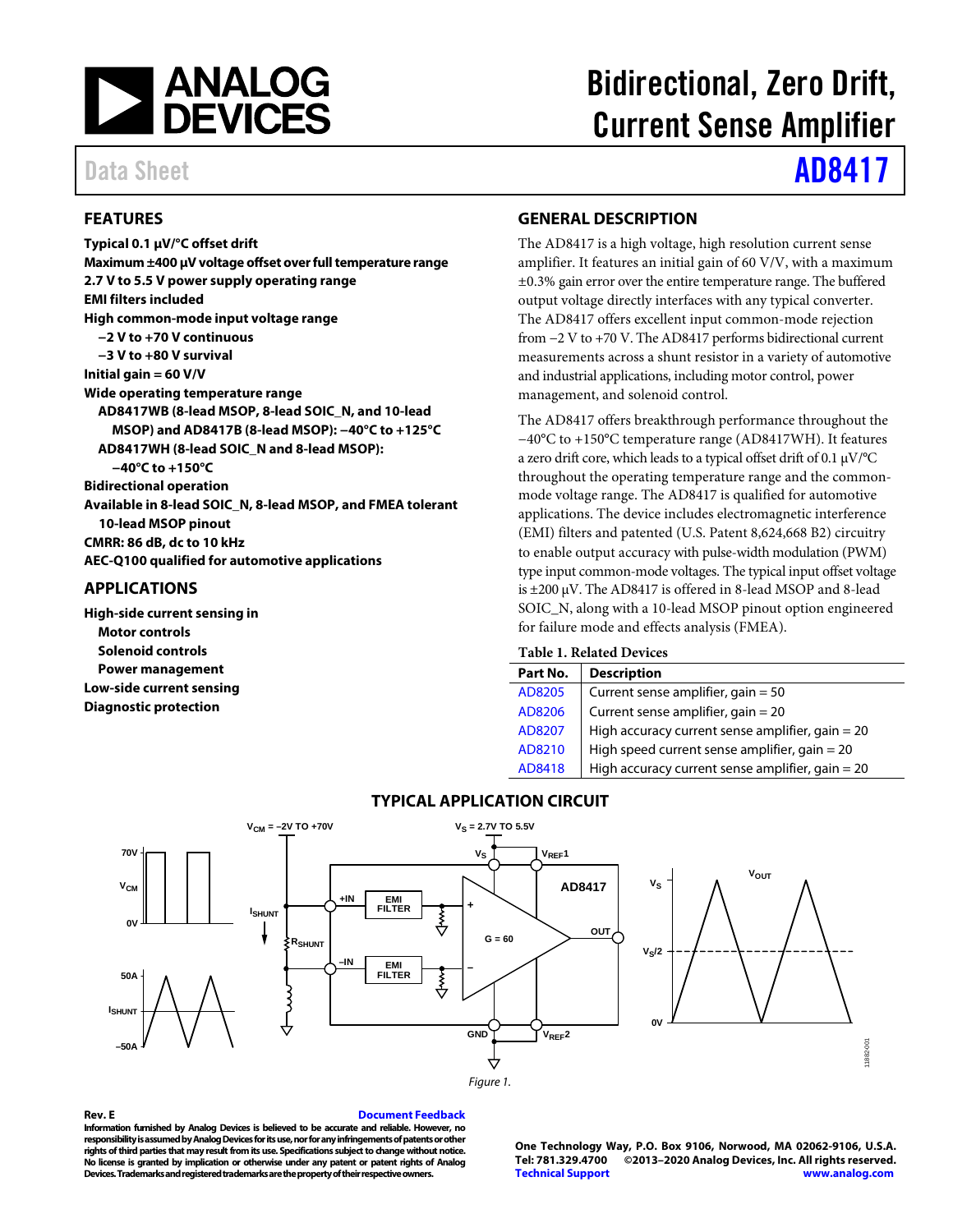# Bidirectional, Zero Drift, Current Sense Amplifier

Data Sheet **AD8417**

## FEATURES

**Typical 0.1 µV/°C offset drift**
**Maximum ±400 µV voltage offset over full temperature range**
**2.7 V to 5.5 V power supply operating range**
**EMI filters included**
**High common-mode input voltage range**
- **−2 V to +70 V continuous**
- **−3 V to +80 V survival**

**Initial gain = 60 V/V**
**Wide operating temperature range**
- **AD8417WB (8-lead MSOP, 8-lead SOIC_N, and 10-lead MSOP) and AD8417B (8-lead MSOP): −40°C to +125°C**
- **AD8417WH (8-lead SOIC_N and 8-lead MSOP): −40°C to +150°C**

**Bidirectional operation**
**Available in 8-lead SOIC_N, 8-lead MSOP, and FMEA tolerant 10-lead MSOP pinout**
**CMRR: 86 dB, dc to 10 kHz**
**AEC-Q100 qualified for automotive applications**

## APPLICATIONS

**High-side current sensing in**
- **Motor controls**
- **Solenoid controls**
- **Power management**

**Low-side current sensing**
**Diagnostic protection**

## GENERAL DESCRIPTION

The AD8417 is a high voltage, high resolution current sense amplifier. It features an initial gain of 60 V/V, with a maximum ±0.3% gain error over the entire temperature range. The buffered output voltage directly interfaces with any typical converter. The AD8417 offers excellent input common-mode rejection from −2 V to +70 V. The AD8417 performs bidirectional current measurements across a shunt resistor in a variety of automotive and industrial applications, including motor control, power management, and solenoid control.

The AD8417 offers breakthrough performance throughout the −40°C to +150°C temperature range (AD8417WH). It features a zero drift core, which leads to a typical offset drift of 0.1 µV/°C throughout the operating temperature range and the common-mode voltage range. The AD8417 is qualified for automotive applications. The device includes electromagnetic interference (EMI) filters and patented (U.S. Patent 8,624,668 B2) circuitry to enable output accuracy with pulse-width modulation (PWM) type input common-mode voltages. The typical input offset voltage is ±200 µV. The AD8417 is offered in 8-lead MSOP and 8-lead SOIC_N, along with a 10-lead MSOP pinout option engineered for failure mode and effects analysis (FMEA).

**Table 1. Related Devices**

| Part No. | Description |
|---|---|
| AD8205 | Current sense amplifier, gain = 50 |
| AD8206 | Current sense amplifier, gain = 20 |
| AD8207 | High accuracy current sense amplifier, gain = 20 |
| AD8210 | High speed current sense amplifier, gain = 20 |
| AD8418 | High accuracy current sense amplifier, gain = 20 |

## TYPICAL APPLICATION CIRCUIT

Figure 1.

Rev. E

Information furnished by Analog Devices is believed to be accurate and reliable. However, no responsibility is assumed by Analog Devices for its use, nor for any infringements of patents or other rights of third parties that may result from its use. Specifications subject to change without notice. No license is granted by implication or otherwise under any patent or patent rights of Analog Devices. Trademarks and registered trademarks are the property of their respective owners.

One Technology Way, P.O. Box 9106, Norwood, MA 02062-9106, U.S.A.
Tel: 781.329.4700 ©2013–2020 Analog Devices, Inc. All rights reserved.
Technical Support www.analog.com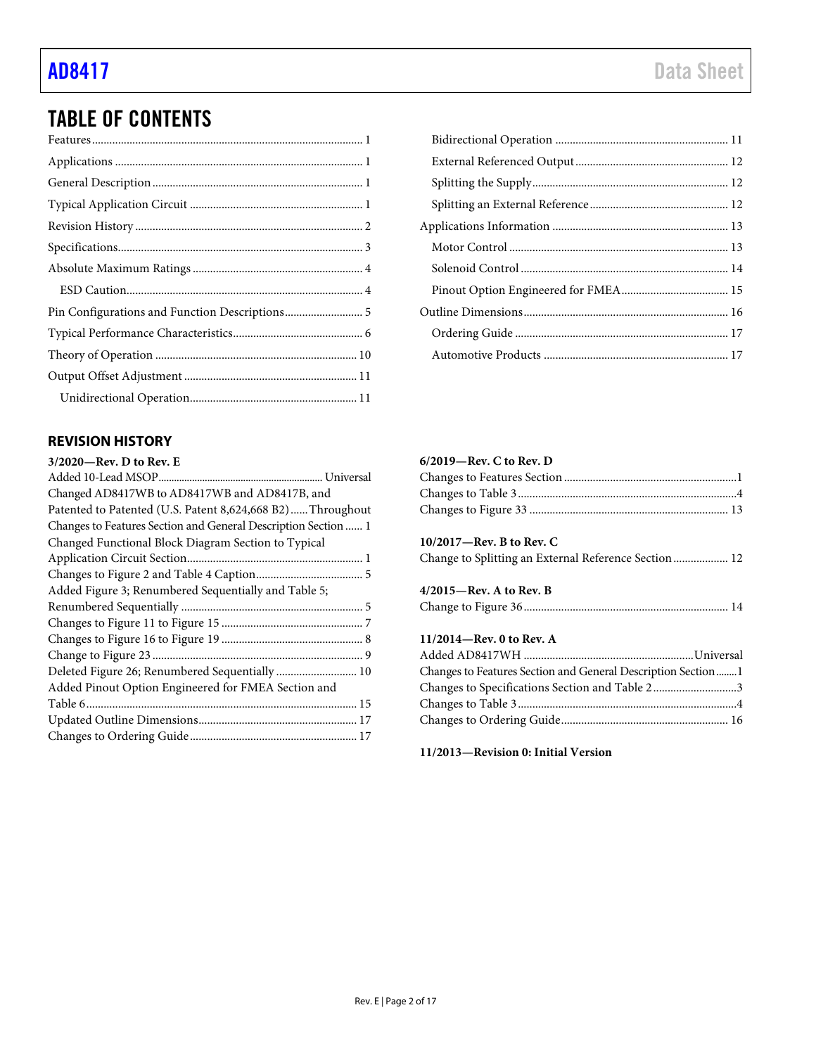## TABLE OF CONTENTS

Features .......... 1
Applications .......... 1
General Description .......... 1
Typical Application Circuit .......... 1
Revision History .......... 2
Specifications .......... 3
Absolute Maximum Ratings .......... 4
  ESD Caution .......... 4
Pin Configurations and Function Descriptions .......... 5
Typical Performance Characteristics .......... 6
Theory of Operation .......... 10
Output Offset Adjustment .......... 11
  Unidirectional Operation .......... 11
  Bidirectional Operation .......... 11
  External Referenced Output .......... 12
  Splitting the Supply .......... 12
  Splitting an External Reference .......... 12
Applications Information .......... 13
  Motor Control .......... 13
  Solenoid Control .......... 14
  Pinout Option Engineered for FMEA .......... 15
Outline Dimensions .......... 16
  Ordering Guide .......... 17
  Automotive Products .......... 17

### REVISION HISTORY

**3/2020—Rev. D to Rev. E**

Added 10-Lead MSOP .......... Universal
Changed AD8417WB to AD8417WB and AD8417B, and Patented to Patented (U.S. Patent 8,624,668 B2) .......... Throughout
Changes to Features Section and General Description Section .......... 1
Changed Functional Block Diagram Section to Typical Application Circuit Section .......... 1
Changes to Figure 2 and Table 4 Caption .......... 5
Added Figure 3; Renumbered Sequentially and Table 5; Renumbered Sequentially .......... 5
Changes to Figure 11 to Figure 15 .......... 7
Changes to Figure 16 to Figure 19 .......... 8
Change to Figure 23 .......... 9
Deleted Figure 26; Renumbered Sequentially .......... 10
Added Pinout Option Engineered for FMEA Section and Table 6 .......... 15
Updated Outline Dimensions .......... 17
Changes to Ordering Guide .......... 17

**6/2019—Rev. C to Rev. D**

Changes to Features Section .......... 1
Changes to Table 3 .......... 4
Changes to Figure 33 .......... 13

**10/2017—Rev. B to Rev. C**

Change to Splitting an External Reference Section .......... 12

**4/2015—Rev. A to Rev. B**

Change to Figure 36 .......... 14

**11/2014—Rev. 0 to Rev. A**

Added AD8417WH .......... Universal
Changes to Features Section and General Description Section .......... 1
Changes to Specifications Section and Table 2 .......... 3
Changes to Table 3 .......... 4
Changes to Ordering Guide .......... 16

**11/2013—Revision 0: Initial Version**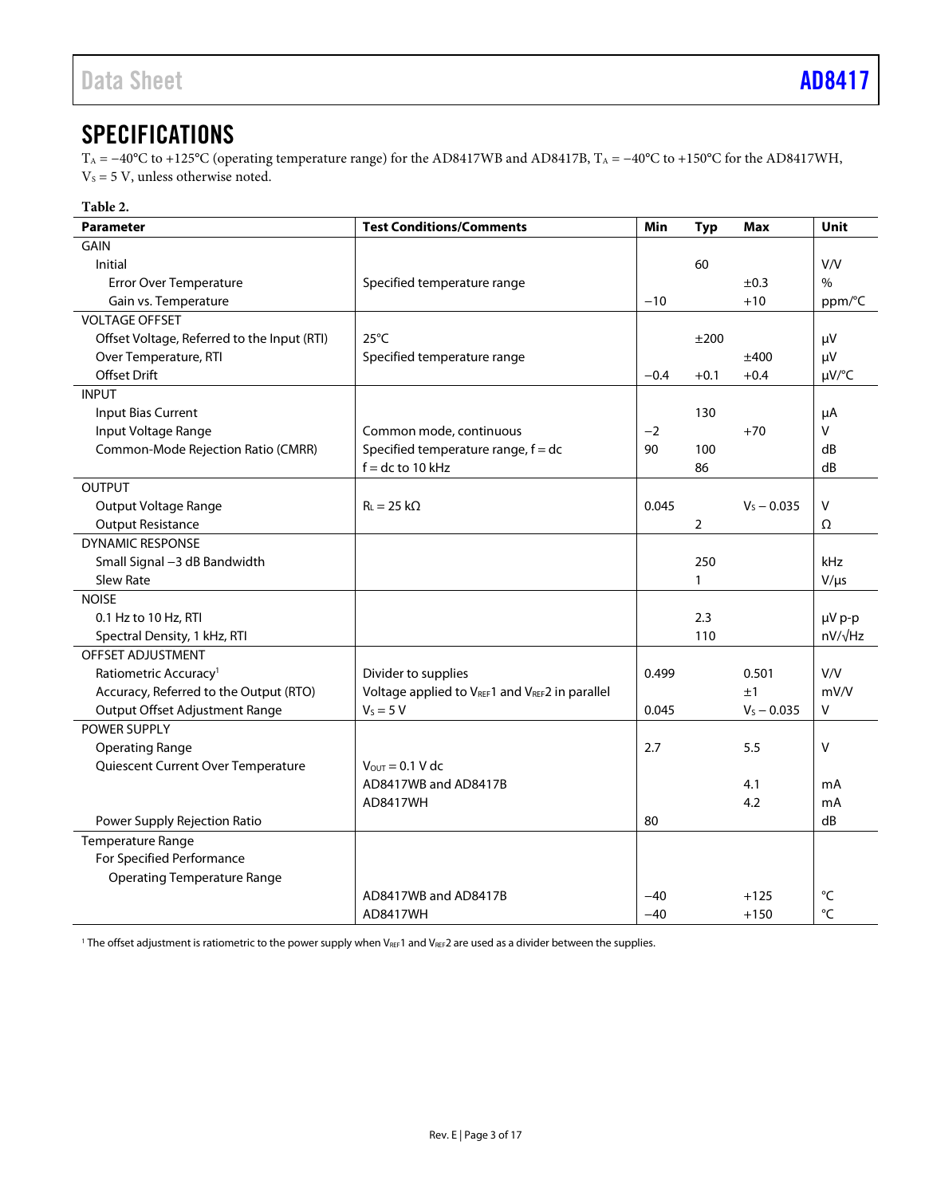## SPECIFICATIONS

$T_A$ = −40°C to +125°C (operating temperature range) for the AD8417WB and AD8417B, $T_A$ = −40°C to +150°C for the AD8417WH, $V_S$ = 5 V, unless otherwise noted.

**Table 2.**

| Parameter | Test Conditions/Comments | Min | Typ | Max | Unit |
|---|---|---|---|---|---|
| GAIN | | | | | |
| Initial | | | 60 | | V/V |
| Error Over Temperature | Specified temperature range | | | ±0.3 | % |
| Gain vs. Temperature | | −10 | | +10 | ppm/°C |
| VOLTAGE OFFSET | | | | | |
| Offset Voltage, Referred to the Input (RTI) | 25°C | | ±200 | | μV |
| Over Temperature, RTI | Specified temperature range | | | ±400 | μV |
| Offset Drift | | −0.4 | +0.1 | +0.4 | μV/°C |
| INPUT | | | | | |
| Input Bias Current | | | 130 | | μA |
| Input Voltage Range | Common mode, continuous | −2 | | +70 | V |
| Common-Mode Rejection Ratio (CMRR) | Specified temperature range, f = dc | 90 | 100 | | dB |
| | f = dc to 10 kHz | | 86 | | dB |
| OUTPUT | | | | | |
| Output Voltage Range | $R_L$ = 25 kΩ | 0.045 | | $V_S$ − 0.035 | V |
| Output Resistance | | | 2 | | Ω |
| DYNAMIC RESPONSE | | | | | |
| Small Signal −3 dB Bandwidth | | | 250 | | kHz |
| Slew Rate | | | 1 | | V/μs |
| NOISE | | | | | |
| 0.1 Hz to 10 Hz, RTI | | | 2.3 | | μV p-p |
| Spectral Density, 1 kHz, RTI | | | 110 | | nV/√Hz |
| OFFSET ADJUSTMENT | | | | | |
| Ratiometric Accuracy[1] | Divider to supplies | 0.499 | | 0.501 | V/V |
| Accuracy, Referred to the Output (RTO) | Voltage applied to $V_{REF}1$ and $V_{REF}2$ in parallel | | | ±1 | mV/V |
| Output Offset Adjustment Range | $V_S$ = 5 V | 0.045 | | $V_S$ − 0.035 | V |
| POWER SUPPLY | | | | | |
| Operating Range | | 2.7 | | 5.5 | V |
| Quiescent Current Over Temperature | $V_{OUT}$ = 0.1 V dc | | | | |
| | AD8417WB and AD8417B | | | 4.1 | mA |
| | AD8417WH | | | 4.2 | mA |
| Power Supply Rejection Ratio | | 80 | | | dB |
| Temperature Range | | | | | |
| For Specified Performance | | | | | |
| Operating Temperature Range | | | | | |
| | AD8417WB and AD8417B | −40 | | +125 | °C |
| | AD8417WH | −40 | | +150 | °C |

[1] The offset adjustment is ratiometric to the power supply when $V_{REF}1$ and $V_{REF}2$ are used as a divider between the supplies.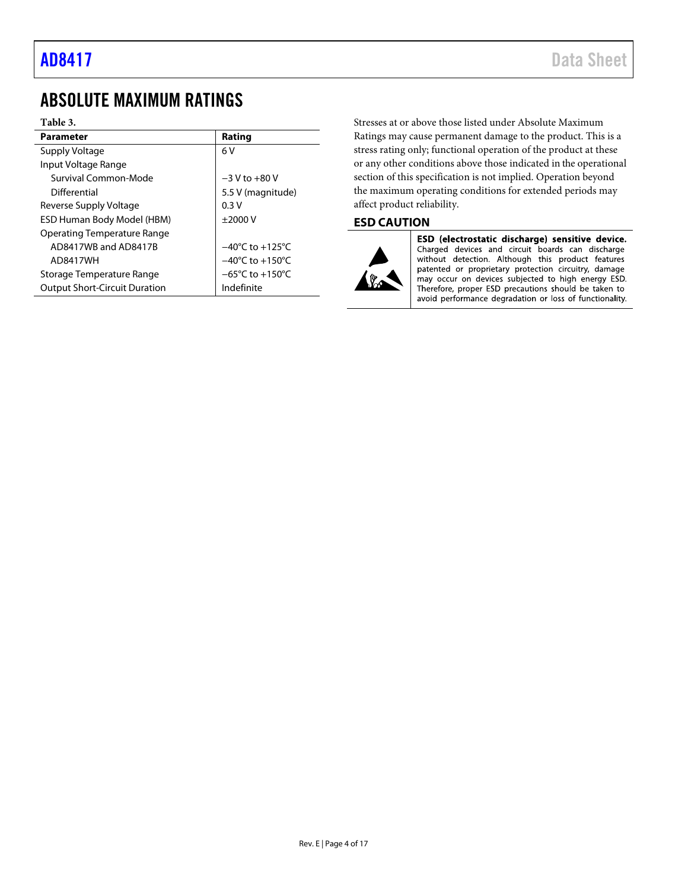# ABSOLUTE MAXIMUM RATINGS

**Table 3.**

| Parameter | Rating |
|---|---|
| Supply Voltage | 6 V |
| Input Voltage Range | |
| Survival Common-Mode | −3 V to +80 V |
| Differential | 5.5 V (magnitude) |
| Reverse Supply Voltage | 0.3 V |
| ESD Human Body Model (HBM) | ±2000 V |
| Operating Temperature Range | |
| AD8417WB and AD8417B | −40°C to +125°C |
| AD8417WH | −40°C to +150°C |
| Storage Temperature Range | −65°C to +150°C |
| Output Short-Circuit Duration | Indefinite |

Stresses at or above those listed under Absolute Maximum Ratings may cause permanent damage to the product. This is a stress rating only; functional operation of the product at these or any other conditions above those indicated in the operational section of this specification is not implied. Operation beyond the maximum operating conditions for extended periods may affect product reliability.

## ESD CAUTION

**ESD (electrostatic discharge) sensitive device.** Charged devices and circuit boards can discharge without detection. Although this product features patented or proprietary protection circuitry, damage may occur on devices subjected to high energy ESD. Therefore, proper ESD precautions should be taken to avoid performance degradation or loss of functionality.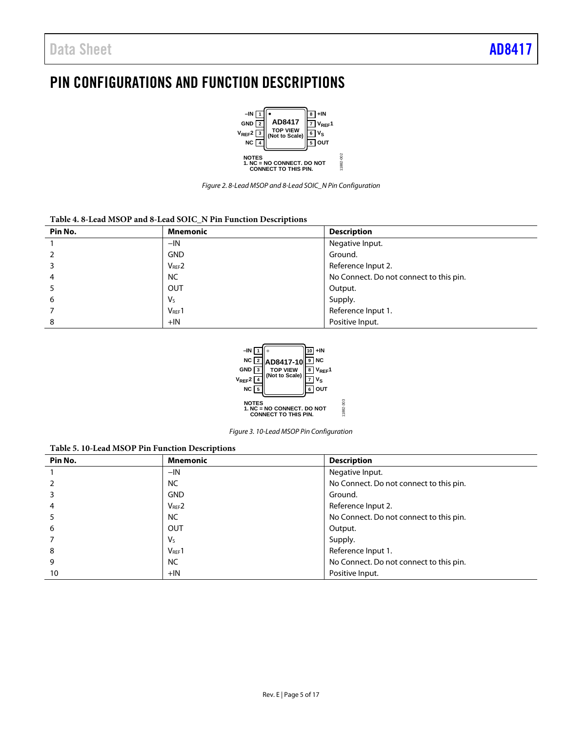# PIN CONFIGURATIONS AND FUNCTION DESCRIPTIONS

Figure 2. 8-Lead MSOP and 8-Lead SOIC_N Pin Configuration

**Table 4. 8-Lead MSOP and 8-Lead SOIC_N Pin Function Descriptions**

| Pin No. | Mnemonic | Description |
|---|---|---|
| 1 | −IN | Negative Input. |
| 2 | GND | Ground. |
| 3 | $V_{REF}2$ | Reference Input 2. |
| 4 | NC | No Connect. Do not connect to this pin. |
| 5 | OUT | Output. |
| 6 | $V_S$ | Supply. |
| 7 | $V_{REF}1$ | Reference Input 1. |
| 8 | +IN | Positive Input. |

Figure 3. 10-Lead MSOP Pin Configuration

**Table 5. 10-Lead MSOP Pin Function Descriptions**

| Pin No. | Mnemonic | Description |
|---|---|---|
| 1 | −IN | Negative Input. |
| 2 | NC | No Connect. Do not connect to this pin. |
| 3 | GND | Ground. |
| 4 | $V_{REF}2$ | Reference Input 2. |
| 5 | NC | No Connect. Do not connect to this pin. |
| 6 | OUT | Output. |
| 7 | $V_S$ | Supply. |
| 8 | $V_{REF}1$ | Reference Input 1. |
| 9 | NC | No Connect. Do not connect to this pin. |
| 10 | +IN | Positive Input. |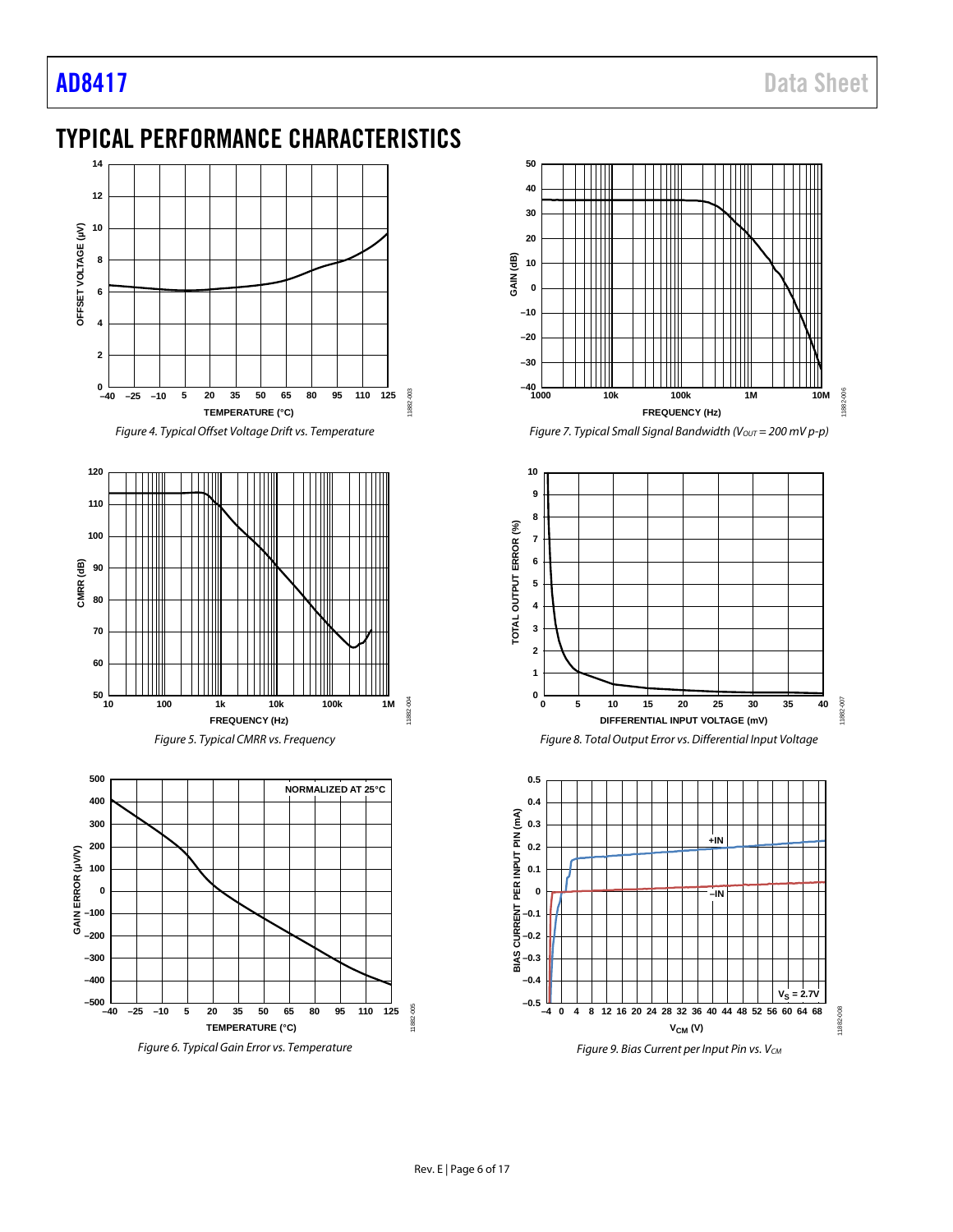# TYPICAL PERFORMANCE CHARACTERISTICS

Figure 4. Typical Offset Voltage Drift vs. Temperature

Figure 5. Typical CMRR vs. Frequency

Figure 6. Typical Gain Error vs. Temperature

Figure 7. Typical Small Signal Bandwidth ($V_{OUT}$ = 200 mV p-p)

Figure 8. Total Output Error vs. Differential Input Voltage

Figure 9. Bias Current per Input Pin vs. $V_{CM}$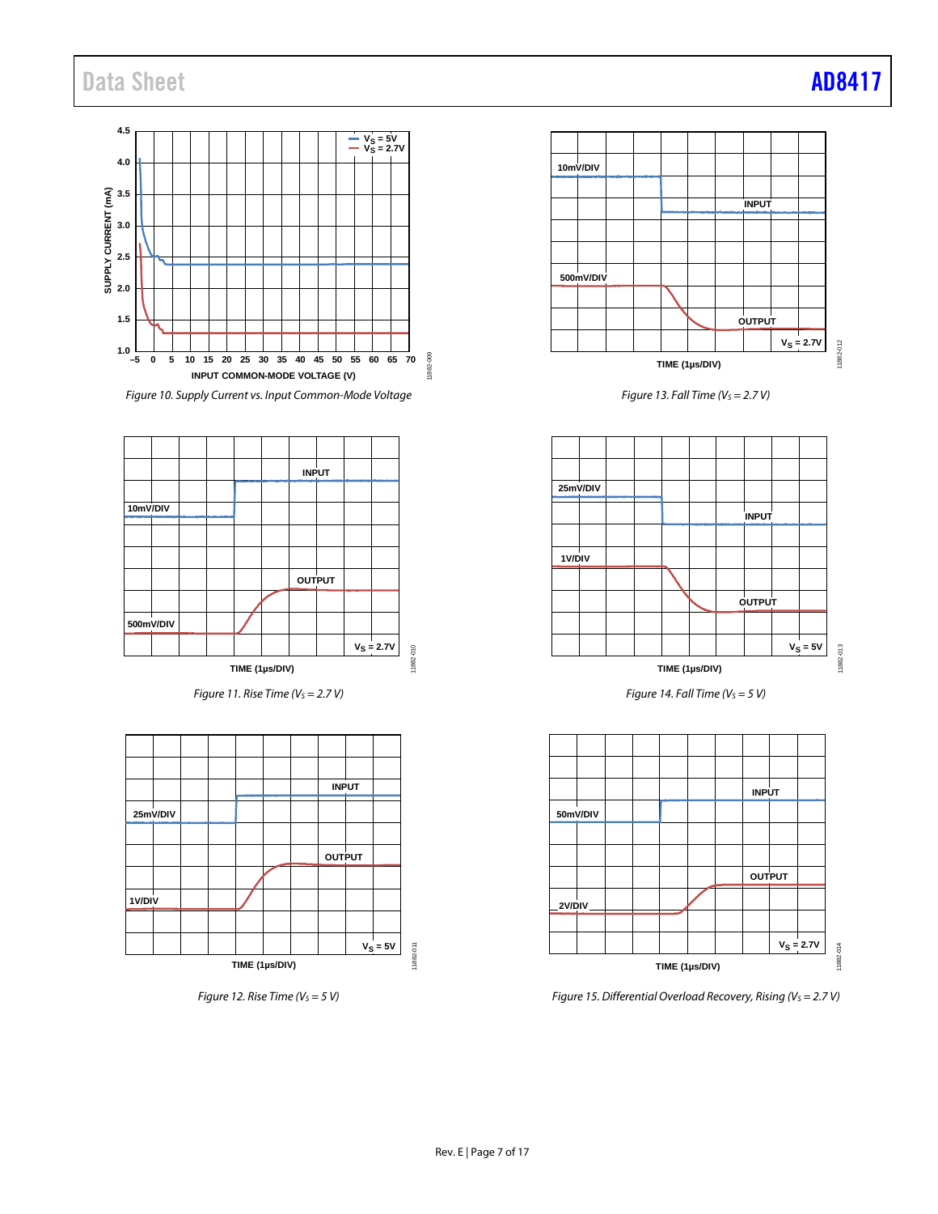Figure 10. Supply Current vs. Input Common-Mode Voltage

Figure 13. Fall Time ($V_S$ = 2.7 V)

Figure 11. Rise Time ($V_S$ = 2.7 V)

Figure 14. Fall Time ($V_S$ = 5 V)

Figure 12. Rise Time ($V_S$ = 5 V)

Figure 15. Differential Overload Recovery, Rising ($V_S$ = 2.7 V)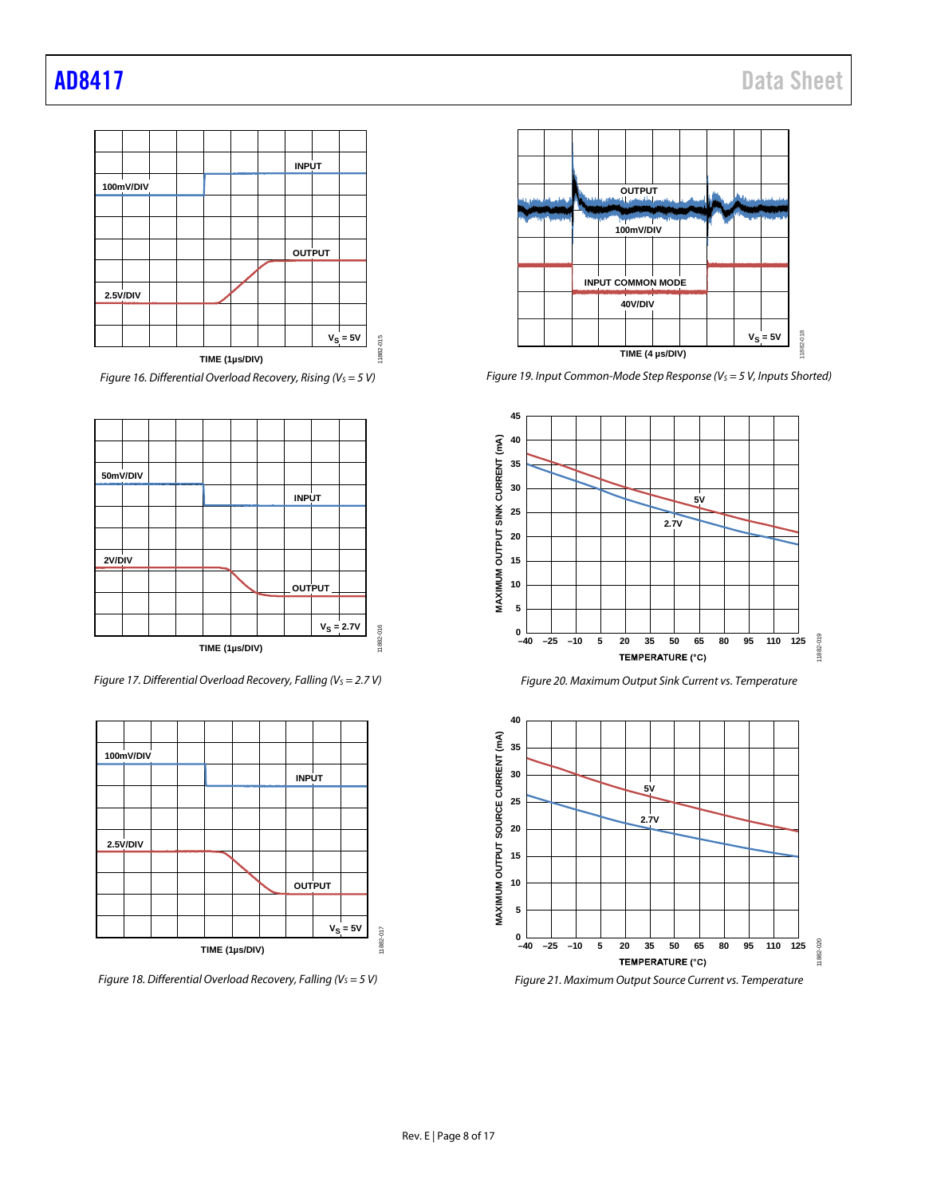Figure 16. Differential Overload Recovery, Rising ($V_S$ = 5 V)

Figure 17. Differential Overload Recovery, Falling ($V_S$ = 2.7 V)

Figure 18. Differential Overload Recovery, Falling ($V_S$ = 5 V)

Figure 19. Input Common-Mode Step Response ($V_S$ = 5 V, Inputs Shorted)

Figure 20. Maximum Output Sink Current vs. Temperature

Figure 21. Maximum Output Source Current vs. Temperature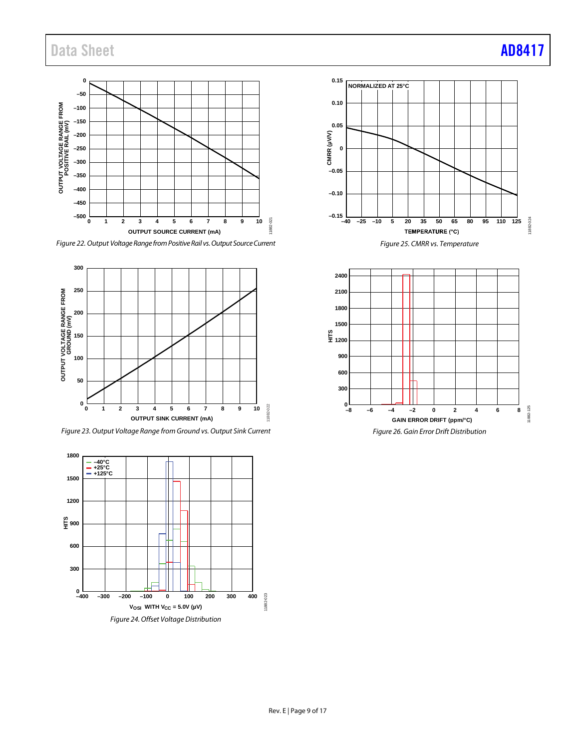Figure 22. Output Voltage Range from Positive Rail vs. Output Source Current

Figure 23. Output Voltage Range from Ground vs. Output Sink Current

Figure 24. Offset Voltage Distribution

Figure 25. CMRR vs. Temperature

Figure 26. Gain Error Drift Distribution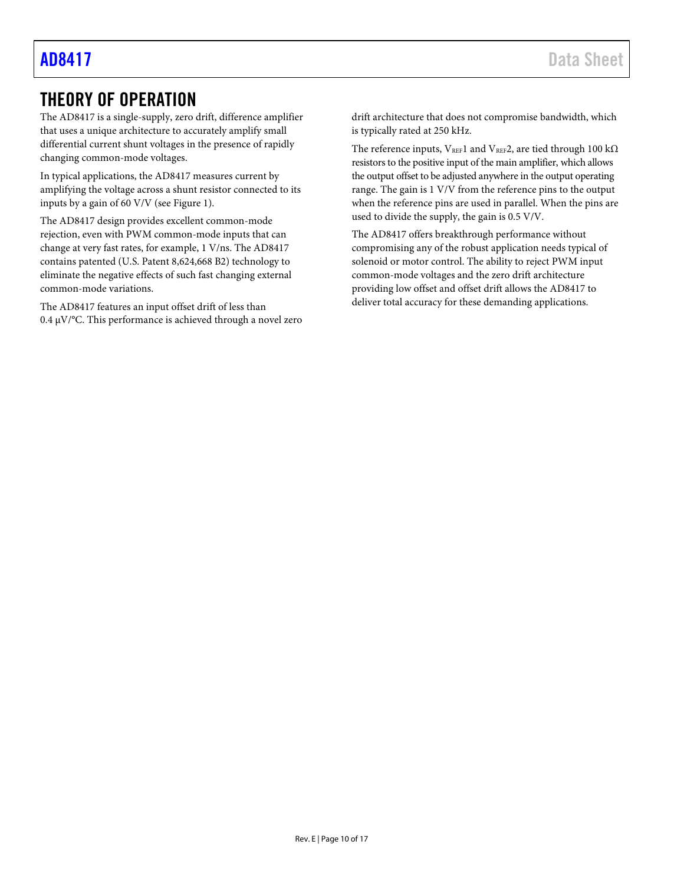# THEORY OF OPERATION

The AD8417 is a single-supply, zero drift, difference amplifier that uses a unique architecture to accurately amplify small differential current shunt voltages in the presence of rapidly changing common-mode voltages.

In typical applications, the AD8417 measures current by amplifying the voltage across a shunt resistor connected to its inputs by a gain of 60 V/V (see Figure 1).

The AD8417 design provides excellent common-mode rejection, even with PWM common-mode inputs that can change at very fast rates, for example, 1 V/ns. The AD8417 contains patented (U.S. Patent 8,624,668 B2) technology to eliminate the negative effects of such fast changing external common-mode variations.

The AD8417 features an input offset drift of less than 0.4 μV/°C. This performance is achieved through a novel zero drift architecture that does not compromise bandwidth, which is typically rated at 250 kHz.

The reference inputs, $V_{REF}1$ and $V_{REF}2$, are tied through 100 kΩ resistors to the positive input of the main amplifier, which allows the output offset to be adjusted anywhere in the output operating range. The gain is 1 V/V from the reference pins to the output when the reference pins are used in parallel. When the pins are used to divide the supply, the gain is 0.5 V/V.

The AD8417 offers breakthrough performance without compromising any of the robust application needs typical of solenoid or motor control. The ability to reject PWM input common-mode voltages and the zero drift architecture providing low offset and offset drift allows the AD8417 to deliver total accuracy for these demanding applications.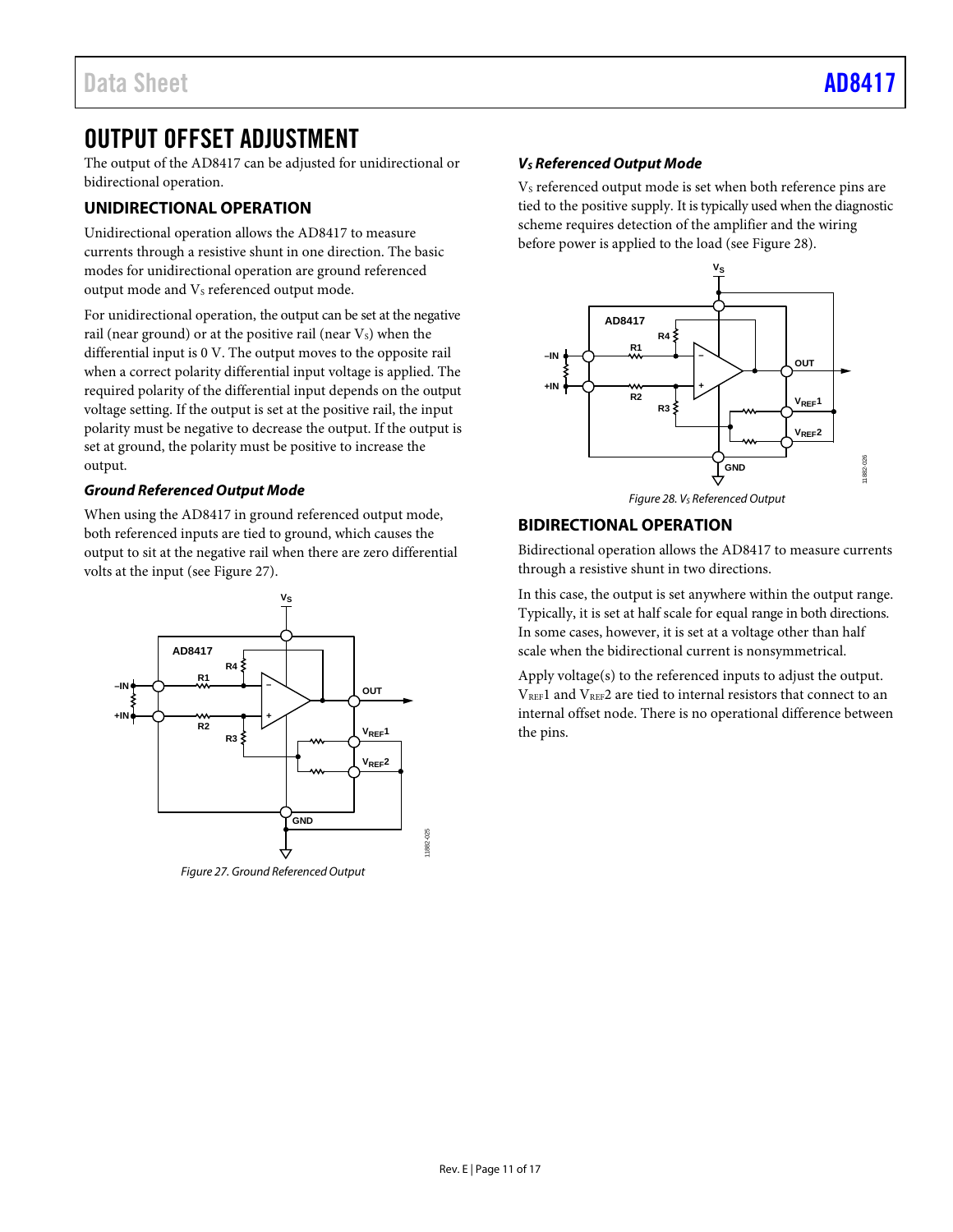# OUTPUT OFFSET ADJUSTMENT

The output of the AD8417 can be adjusted for unidirectional or bidirectional operation.

## UNIDIRECTIONAL OPERATION

Unidirectional operation allows the AD8417 to measure currents through a resistive shunt in one direction. The basic modes for unidirectional operation are ground referenced output mode and $V_S$ referenced output mode.

For unidirectional operation, the output can be set at the negative rail (near ground) or at the positive rail (near $V_S$) when the differential input is 0 V. The output moves to the opposite rail when a correct polarity differential input voltage is applied. The required polarity of the differential input depends on the output voltage setting. If the output is set at the positive rail, the input polarity must be negative to decrease the output. If the output is set at ground, the polarity must be positive to increase the output.

### *Ground Referenced Output Mode*

When using the AD8417 in ground referenced output mode, both referenced inputs are tied to ground, which causes the output to sit at the negative rail when there are zero differential volts at the input (see Figure 27).

*Figure 27. Ground Referenced Output*

### *$V_S$ Referenced Output Mode*

$V_S$ referenced output mode is set when both reference pins are tied to the positive supply. It is typically used when the diagnostic scheme requires detection of the amplifier and the wiring before power is applied to the load (see Figure 28).

*Figure 28. $V_S$ Referenced Output*

## BIDIRECTIONAL OPERATION

Bidirectional operation allows the AD8417 to measure currents through a resistive shunt in two directions.

In this case, the output is set anywhere within the output range. Typically, it is set at half scale for equal range in both directions. In some cases, however, it is set at a voltage other than half scale when the bidirectional current is nonsymmetrical.

Apply voltage(s) to the referenced inputs to adjust the output. $V_{REF}1$ and $V_{REF}2$ are tied to internal resistors that connect to an internal offset node. There is no operational difference between the pins.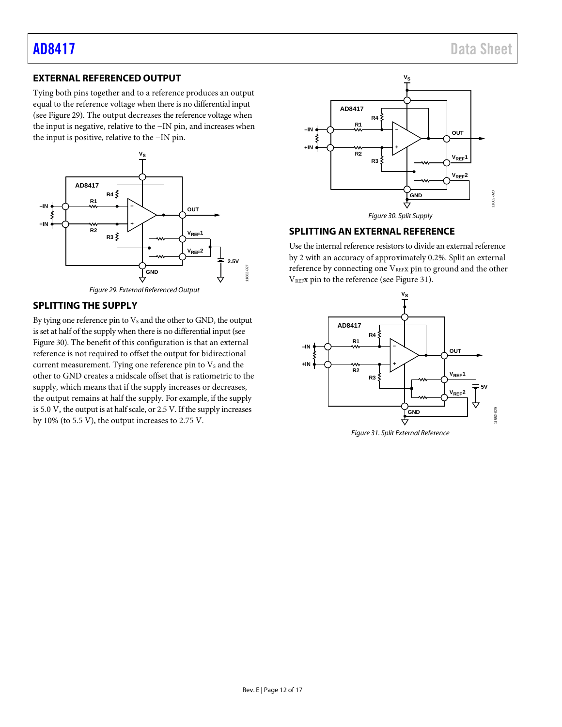## EXTERNAL REFERENCED OUTPUT

Tying both pins together and to a reference produces an output equal to the reference voltage when there is no differential input (see Figure 29). The output decreases the reference voltage when the input is negative, relative to the −IN pin, and increases when the input is positive, relative to the −IN pin.

Figure 29. External Referenced Output

## SPLITTING THE SUPPLY

By tying one reference pin to $V_S$ and the other to GND, the output is set at half of the supply when there is no differential input (see Figure 30). The benefit of this configuration is that an external reference is not required to offset the output for bidirectional current measurement. Tying one reference pin to $V_S$ and the other to GND creates a midscale offset that is ratiometric to the supply, which means that if the supply increases or decreases, the output remains at half the supply. For example, if the supply is 5.0 V, the output is at half scale, or 2.5 V. If the supply increases by 10% (to 5.5 V), the output increases to 2.75 V.

Figure 30. Split Supply

## SPLITTING AN EXTERNAL REFERENCE

Use the internal reference resistors to divide an external reference by 2 with an accuracy of approximately 0.2%. Split an external reference by connecting one $V_{REF}$x pin to ground and the other $V_{REF}$x pin to the reference (see Figure 31).

Figure 31. Split External Reference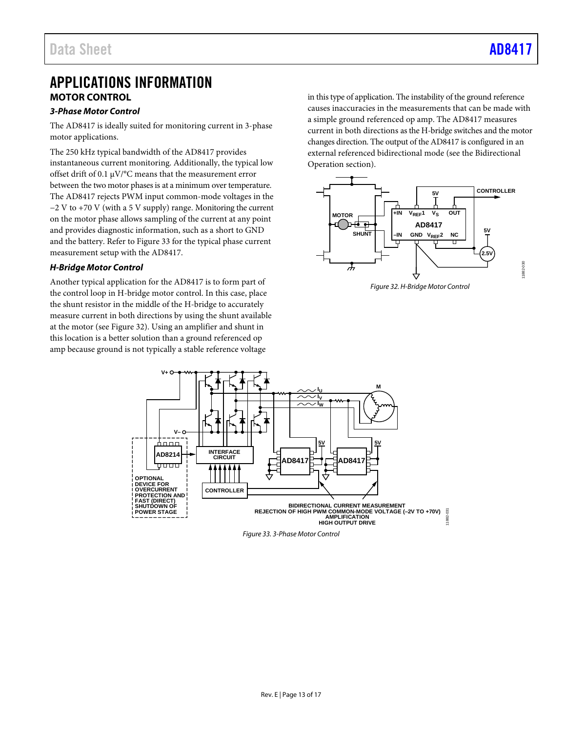# APPLICATIONS INFORMATION

## MOTOR CONTROL

### *3-Phase Motor Control*

The AD8417 is ideally suited for monitoring current in 3-phase motor applications.

The 250 kHz typical bandwidth of the AD8417 provides instantaneous current monitoring. Additionally, the typical low offset drift of 0.1 μV/°C means that the measurement error between the two motor phases is at a minimum over temperature. The AD8417 rejects PWM input common-mode voltages in the −2 V to +70 V (with a 5 V supply) range. Monitoring the current on the motor phase allows sampling of the current at any point and provides diagnostic information, such as a short to GND and the battery. Refer to Figure 33 for the typical phase current measurement setup with the AD8417.

### *H-Bridge Motor Control*

Another typical application for the AD8417 is to form part of the control loop in H-bridge motor control. In this case, place the shunt resistor in the middle of the H-bridge to accurately measure current in both directions by using the shunt available at the motor (see Figure 32). Using an amplifier and shunt in this location is a better solution than a ground referenced op amp because ground is not typically a stable reference voltage in this type of application. The instability of the ground reference causes inaccuracies in the measurements that can be made with a simple ground referenced op amp. The AD8417 measures current in both directions as the H-bridge switches and the motor changes direction. The output of the AD8417 is configured in an external referenced bidirectional mode (see the Bidirectional Operation section).

*Figure 32. H-Bridge Motor Control*

*Figure 33. 3-Phase Motor Control*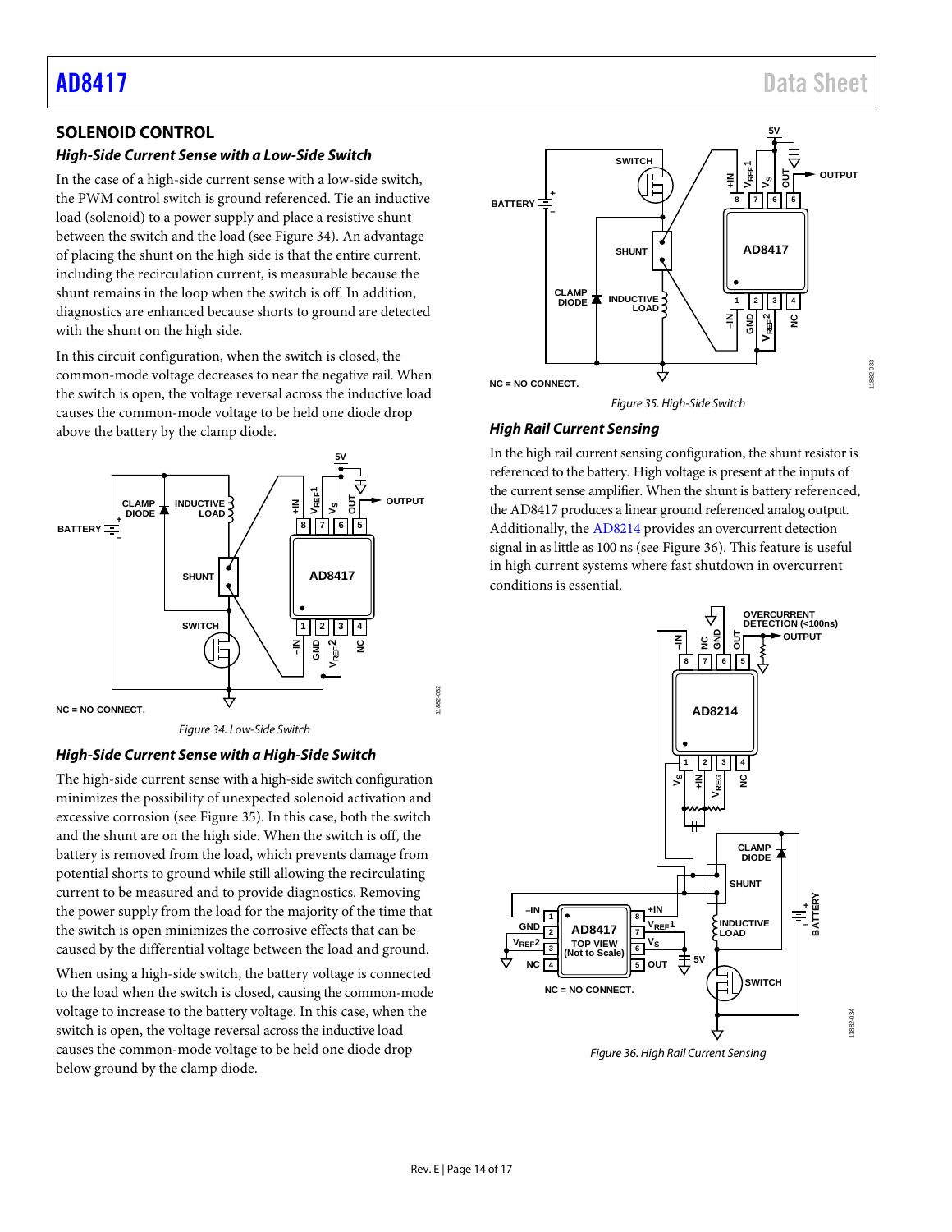## SOLENOID CONTROL

### *High-Side Current Sense with a Low-Side Switch*

In the case of a high-side current sense with a low-side switch, the PWM control switch is ground referenced. Tie an inductive load (solenoid) to a power supply and place a resistive shunt between the switch and the load (see Figure 34). An advantage of placing the shunt on the high side is that the entire current, including the recirculation current, is measurable because the shunt remains in the loop when the switch is off. In addition, diagnostics are enhanced because shorts to ground are detected with the shunt on the high side.

In this circuit configuration, when the switch is closed, the common-mode voltage decreases to near the negative rail. When the switch is open, the voltage reversal across the inductive load causes the common-mode voltage to be held one diode drop above the battery by the clamp diode.

*Figure 34. Low-Side Switch*

### *High-Side Current Sense with a High-Side Switch*

The high-side current sense with a high-side switch configuration minimizes the possibility of unexpected solenoid activation and excessive corrosion (see Figure 35). In this case, both the switch and the shunt are on the high side. When the switch is off, the battery is removed from the load, which prevents damage from potential shorts to ground while still allowing the recirculating current to be measured and to provide diagnostics. Removing the power supply from the load for the majority of the time that the switch is open minimizes the corrosive effects that can be caused by the differential voltage between the load and ground.

When using a high-side switch, the battery voltage is connected to the load when the switch is closed, causing the common-mode voltage to increase to the battery voltage. In this case, when the switch is open, the voltage reversal across the inductive load causes the common-mode voltage to be held one diode drop below ground by the clamp diode.

*Figure 35. High-Side Switch*

### *High Rail Current Sensing*

In the high rail current sensing configuration, the shunt resistor is referenced to the battery. High voltage is present at the inputs of the current sense amplifier. When the shunt is battery referenced, the AD8417 produces a linear ground referenced analog output. Additionally, the AD8214 provides an overcurrent detection signal in as little as 100 ns (see Figure 36). This feature is useful in high current systems where fast shutdown in overcurrent conditions is essential.

*Figure 36. High Rail Current Sensing*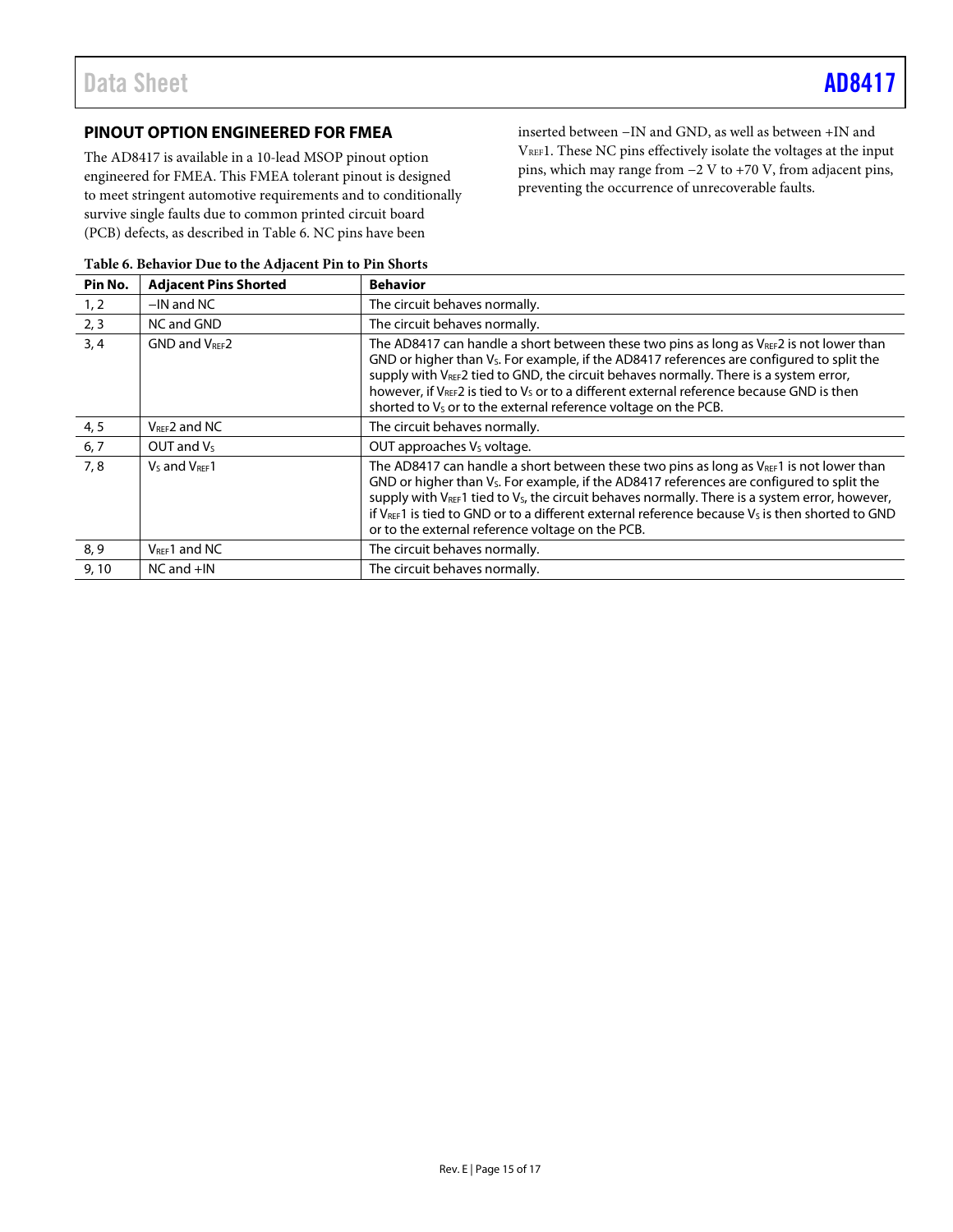## PINOUT OPTION ENGINEERED FOR FMEA

The AD8417 is available in a 10-lead MSOP pinout option engineered for FMEA. This FMEA tolerant pinout is designed to meet stringent automotive requirements and to conditionally survive single faults due to common printed circuit board (PCB) defects, as described in Table 6. NC pins have been inserted between −IN and GND, as well as between +IN and $V_{REF}1$. These NC pins effectively isolate the voltages at the input pins, which may range from −2 V to +70 V, from adjacent pins, preventing the occurrence of unrecoverable faults.

**Table 6. Behavior Due to the Adjacent Pin to Pin Shorts**

| Pin No. | Adjacent Pins Shorted | Behavior |
|---|---|---|
| 1, 2 | −IN and NC | The circuit behaves normally. |
| 2, 3 | NC and GND | The circuit behaves normally. |
| 3, 4 | GND and $V_{REF}2$ | The AD8417 can handle a short between these two pins as long as $V_{REF}2$ is not lower than GND or higher than $V_S$. For example, if the AD8417 references are configured to split the supply with $V_{REF}2$ tied to GND, the circuit behaves normally. There is a system error, however, if $V_{REF}2$ is tied to $V_S$ or to a different external reference because GND is then shorted to $V_S$ or to the external reference voltage on the PCB. |
| 4, 5 | $V_{REF}2$ and NC | The circuit behaves normally. |
| 6, 7 | OUT and $V_S$ | OUT approaches $V_S$ voltage. |
| 7, 8 | $V_S$ and $V_{REF}1$ | The AD8417 can handle a short between these two pins as long as $V_{REF}1$ is not lower than GND or higher than $V_S$. For example, if the AD8417 references are configured to split the supply with $V_{REF}1$ tied to $V_S$, the circuit behaves normally. There is a system error, however, if $V_{REF}1$ is tied to GND or to a different external reference because $V_S$ is then shorted to GND or to the external reference voltage on the PCB. |
| 8, 9 | $V_{REF}1$ and NC | The circuit behaves normally. |
| 9, 10 | NC and +IN | The circuit behaves normally. |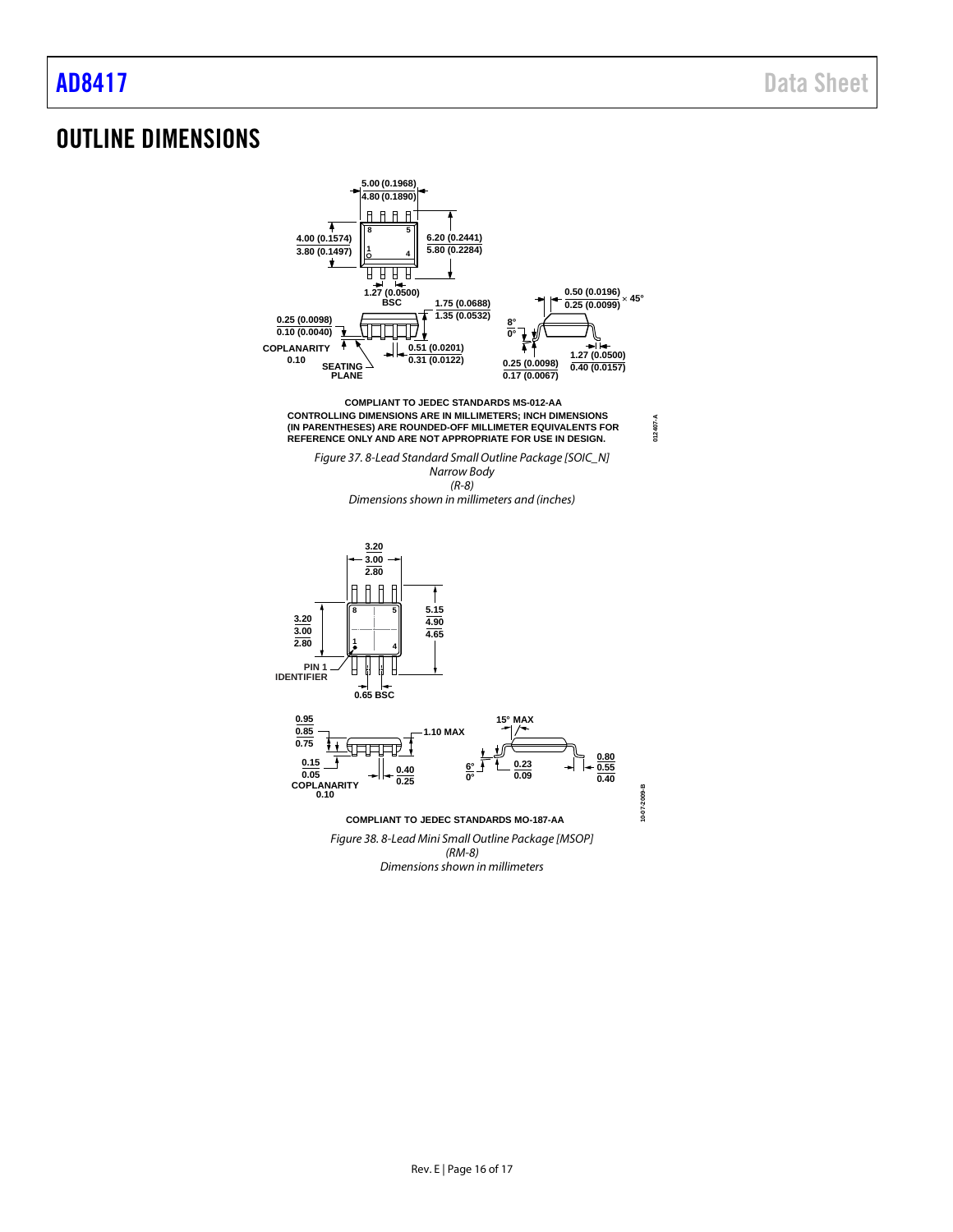# OUTLINE DIMENSIONS

COMPLIANT TO JEDEC STANDARDS MS-012-AA

CONTROLLING DIMENSIONS ARE IN MILLIMETERS; INCH DIMENSIONS (IN PARENTHESES) ARE ROUNDED-OFF MILLIMETER EQUIVALENTS FOR REFERENCE ONLY AND ARE NOT APPROPRIATE FOR USE IN DESIGN.

*Figure 37. 8-Lead Standard Small Outline Package [SOIC_N] Narrow Body (R-8) Dimensions shown in millimeters and (inches)*

COMPLIANT TO JEDEC STANDARDS MO-187-AA

*Figure 38. 8-Lead Mini Small Outline Package [MSOP] (RM-8) Dimensions shown in millimeters*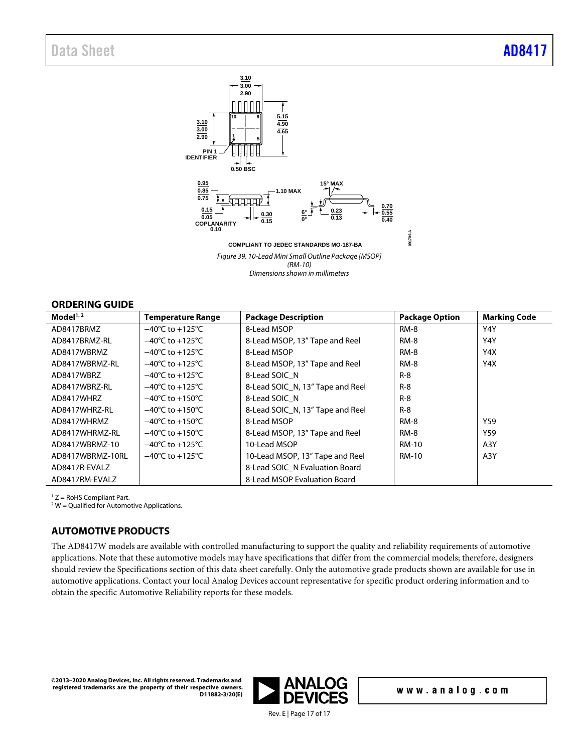3.10
3.00
2.90

10 6

5.15
4.90
4.65

3.10
3.00
2.90

1 5

PIN 1
IDENTIFIER

0.50 BSC

0.95
0.85
0.75

1.10 MAX

15° MAX

0.15
0.05
COPLANARITY
0.10

0.30
0.15

6°
0°

0.23
0.13

0.70
0.55
0.40

COMPLIANT TO JEDEC STANDARDS MO-187-BA

091709-A

*Figure 39. 10-Lead Mini Small Outline Package [MSOP] (RM-10) Dimensions shown in millimeters*

## ORDERING GUIDE

| Model[1, 2] | Temperature Range | Package Description | Package Option | Marking Code |
|---|---|---|---|---|
| AD8417BRMZ | −40°C to +125°C | 8-Lead MSOP | RM-8 | Y4Y |
| AD8417BRMZ-RL | −40°C to +125°C | 8-Lead MSOP, 13" Tape and Reel | RM-8 | Y4Y |
| AD8417WBRMZ | −40°C to +125°C | 8-Lead MSOP | RM-8 | Y4X |
| AD8417WBRMZ-RL | −40°C to +125°C | 8-Lead MSOP, 13" Tape and Reel | RM-8 | Y4X |
| AD8417WBRZ | −40°C to +125°C | 8-Lead SOIC_N | R-8 | |
| AD8417WBRZ-RL | −40°C to +125°C | 8-Lead SOIC_N, 13" Tape and Reel | R-8 | |
| AD8417WHRZ | −40°C to +150°C | 8-Lead SOIC_N | R-8 | |
| AD8417WHRZ-RL | −40°C to +150°C | 8-Lead SOIC_N, 13" Tape and Reel | R-8 | |
| AD8417WHRMZ | −40°C to +150°C | 8-Lead MSOP | RM-8 | Y59 |
| AD8417WHRMZ-RL | −40°C to +150°C | 8-Lead MSOP, 13" Tape and Reel | RM-8 | Y59 |
| AD8417WBRMZ-10 | −40°C to +125°C | 10-Lead MSOP | RM-10 | A3Y |
| AD8417WBRMZ-10RL | −40°C to +125°C | 10-Lead MSOP, 13" Tape and Reel | RM-10 | A3Y |
| AD8417R-EVALZ | | 8-Lead SOIC_N Evaluation Board | | |
| AD8417RM-EVALZ | | 8-Lead MSOP Evaluation Board | | |

[1] Z = RoHS Compliant Part.
[2] W = Qualified for Automotive Applications.

## AUTOMOTIVE PRODUCTS

The AD8417W models are available with controlled manufacturing to support the quality and reliability requirements of automotive applications. Note that these automotive models may have specifications that differ from the commercial models; therefore, designers should review the Specifications section of this data sheet carefully. Only the automotive grade products shown are available for use in automotive applications. Contact your local Analog Devices account representative for specific product ordering information and to obtain the specific Automotive Reliability reports for these models.

**©2013–2020 Analog Devices, Inc. All rights reserved. Trademarks and registered trademarks are the property of their respective owners. D11882-3/20(E)**